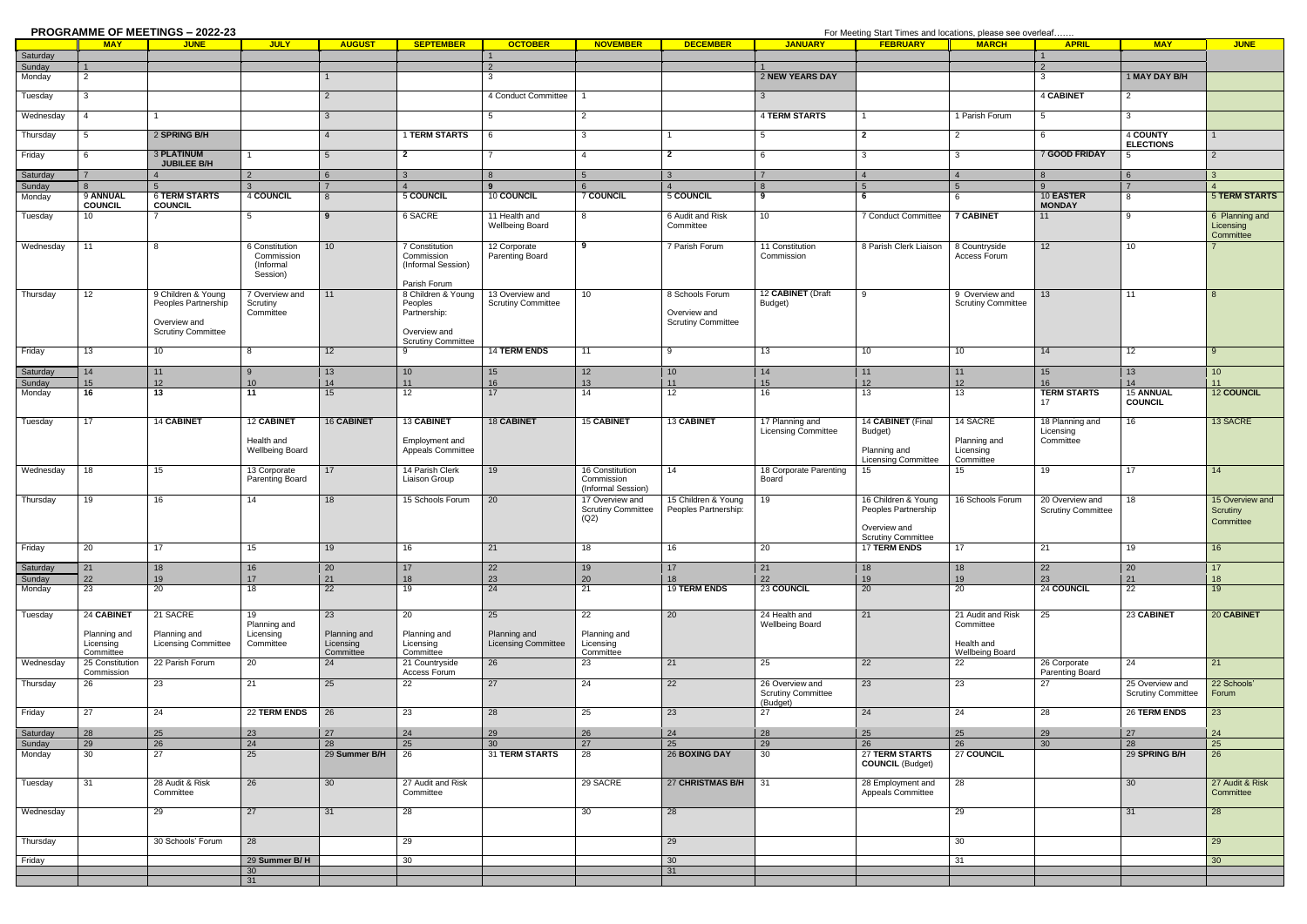## PROGRAMME OF MEETINGS – 2022-23

For Meeting Start Times and locations, please see overleaf…….

| | MAY | JUNE | JULY | AUGUST | SEPTEMBER | OCTOBER | NOVEMBER | DECEMBER | JANUARY | FEBRUARY | MARCH | APRIL | MAY | JUNE |
|---|---|---|---|---|---|---|---|---|---|---|---|---|---|---|
| Saturday | | | | | | 1 | | | | | | 1 | | |
| Sunday | 1 | | | | | 2 | | | 1 | | | 2 | | |
| Monday | 2 | | | 1 | | 3 | | | 2 **NEW YEARS DAY** | | | 3 | 1 **MAY DAY B/H** | |
| Tuesday | 3 | | | 2 | | 4 Conduct Committee | 1 | | 3 | | | 4 **CABINET** | 2 | |
| Wednesday | 4 | 1 | | 3 | | 5 | 2 | | 4 **TERM STARTS** | 1 | 1 Parish Forum | 5 | 3 | |
| Thursday | 5 | 2 **SPRING B/H** | | 4 | 1 **TERM STARTS** | 6 | 3 | 1 | 5 | 2 | 2 | 6 | 4 **COUNTY ELECTIONS** | 1 |
| Friday | 6 | 3 **PLATINUM JUBILEE B/H** | 1 | 5 | 2 | 7 | 4 | 2 | 6 | 3 | 3 | 7 **GOOD FRIDAY** | 5 | 2 |
| Saturday | 7 | 4 | 2 | 6 | 3 | 8 | 5 | 3 | 7 | 4 | 4 | 8 | 6 | 3 |
| Sunday | 8 | 5 | 3 | 7 | 4 | 9 | 6 | 4 | 8 | 5 | 5 | 9 | 7 | 4 |
| Monday | 9 **ANNUAL COUNCIL** | 6 **TERM STARTS COUNCIL** | 4 **COUNCIL** | 8 | 5 **COUNCIL** | 10 **COUNCIL** | 7 **COUNCIL** | 5 **COUNCIL** | 9 | 6 | 6 | 10 **EASTER MONDAY** | 8 | 5 **TERM STARTS** |
| Tuesday | 10 | 7 | 5 | 9 | 6 SACRE | 11 Health and Wellbeing Board | 8 | 6 Audit and Risk Committee | 10 | 7 Conduct Committee | 7 **CABINET** | 11 | 9 | 6 Planning and Licensing Committee |
| Wednesday | 11 | 8 | 6 Constitution Commission (Informal Session) | 10 | 7 Constitution Commission (Informal Session) Parish Forum | 12 Corporate Parenting Board | 9 | 7 Parish Forum | 11 Constitution Commission | 8 Parish Clerk Liaison | 8 Countryside Access Forum | 12 | 10 | 7 |
| Thursday | 12 | 9 Children & Young Peoples Partnership Overview and Scrutiny Committee | 7 Overview and Scrutiny Committee | 11 | 8 Children & Young Peoples Partnership: Overview and Scrutiny Committee | 13 Overview and Scrutiny Committee | 10 | 8 Schools Forum Overview and Scrutiny Committee | 12 **CABINET** (Draft Budget) | 9 | 9 Overview and Scrutiny Committee | 13 | 11 | 8 |
| Friday | 13 | 10 | 8 | 12 | 9 | 14 **TERM ENDS** | 11 | 9 | 13 | 10 | 10 | 14 | 12 | 9 |
| Saturday | 14 | 11 | 9 | 13 | 10 | 15 | 12 | 10 | 14 | 11 | 11 | 15 | 13 | 10 |
| Sunday | 15 | 12 | 10 | 14 | 11 | 16 | 13 | 11 | 15 | 12 | 12 | 16 | 14 | 11 |
| Monday | 16 | 13 | 11 | 15 | 12 | 17 | 14 | 12 | 16 | 13 | 13 | **TERM STARTS** 17 | 15 **ANNUAL COUNCIL** | 12 **COUNCIL** |
| Tuesday | 17 | 14 **CABINET** | 12 **CABINET** Health and Wellbeing Board | 16 **CABINET** | 13 **CABINET** Employment and Appeals Committee | 18 **CABINET** | 15 **CABINET** | 13 **CABINET** | 17 Planning and Licensing Committee | 14 **CABINET** (Final Budget) Planning and Licensing Committee | 14 SACRE Planning and Licensing Committee | 18 Planning and Licensing Committee | 16 | 13 SACRE |
| Wednesday | 18 | 15 | 13 Corporate Parenting Board | 17 | 14 Parish Clerk Liaison Group | 19 | 16 Constitution Commission (Informal Session) | 14 | 18 Corporate Parenting Board | 15 | 15 | 19 | 17 | 14 |
| Thursday | 19 | 16 | 14 | 18 | 15 Schools Forum | 20 | 17 Overview and Scrutiny Committee (Q2) | 15 Children & Young Peoples Partnership: | 19 | 16 Children & Young Peoples Partnership Overview and Scrutiny Committee | 16 Schools Forum | 20 Overview and Scrutiny Committee | 18 | 15 Overview and Scrutiny Committee |
| Friday | 20 | 17 | 15 | 19 | 16 | 21 | 18 | 16 | 20 | 17 **TERM ENDS** | 17 | 21 | 19 | 16 |
| Saturday | 21 | 18 | 16 | 20 | 17 | 22 | 19 | 17 | 21 | 18 | 18 | 22 | 20 | 17 |
| Sunday | 22 | 19 | 17 | 21 | 18 | 23 | 20 | 18 | 22 | 19 | 19 | 23 | 21 | 18 |
| Monday | 23 | 20 | 18 | 22 | 19 | 24 | 21 | 19 **TERM ENDS** | 23 **COUNCIL** | 20 | 20 | 24 **COUNCIL** | 22 | 19 |
| Tuesday | 24 **CABINET** Planning and Licensing Committee | 21 SACRE Planning and Licensing Committee | 19 Planning and Licensing Committee | 23 Planning and Licensing Committee | 20 Planning and Licensing Committee | 25 Planning and Licensing Committee | 22 Planning and Licensing Committee | 20 | 24 Health and Wellbeing Board | 21 | 21 Audit and Risk Committee Health and Wellbeing Board | 25 | 23 **CABINET** | 20 **CABINET** |
| Wednesday | 25 Constitution Commission | 22 Parish Forum | 20 | 24 | 21 Countryside Access Forum | 26 | 23 | 21 | 25 | 22 | 22 | 26 Corporate Parenting Board | 24 | 21 |
| Thursday | 26 | 23 | 21 | 25 | 22 | 27 | 24 | 22 | 26 Overview and Scrutiny Committee (Budget) | 23 | 23 | 27 | 25 Overview and Scrutiny Committee | 22 Schools' Forum |
| Friday | 27 | 24 | 22 **TERM ENDS** | 26 | 23 | 28 | 25 | 23 | 27 | 24 | 24 | 28 | 26 **TERM ENDS** | 23 |
| Saturday | 28 | 25 | 23 | 27 | 24 | 29 | 26 | 24 | 28 | 25 | 25 | 29 | 27 | 24 |
| Sunday | 29 | 26 | 24 | 28 | 25 | 30 | 27 | 25 | 29 | 26 | 26 | 30 | 28 | 25 |
| Monday | 30 | 27 | 25 | 29 **Summer B/H** | 26 | 31 **TERM STARTS** | 28 | 26 **BOXING DAY** | 30 | 27 **TERM STARTS COUNCIL** (Budget) | 27 **COUNCIL** | | 29 **SPRING B/H** | 26 |
| Tuesday | 31 | 28 Audit & Risk Committee | 26 | 30 | 27 Audit and Risk Committee | | 29 SACRE | 27 **CHRISTMAS B/H** | 31 | 28 Employment and Appeals Committee | 28 | | 30 | 27 Audit & Risk Committee |
| Wednesday | | 29 | 27 | 31 | 28 | | 30 | 28 | | | 29 | | 31 | 28 |
| Thursday | | 30 Schools' Forum | 28 | | 29 | | | 29 | | | 30 | | | 29 |
| Friday | | | 29 **Summer B/ H** | | 30 | | | 30 | | | 31 | | | 30 |
| | | | 30 | | | | | 31 | | | | | | |
| | | | 31 | | | | | | | | | | | |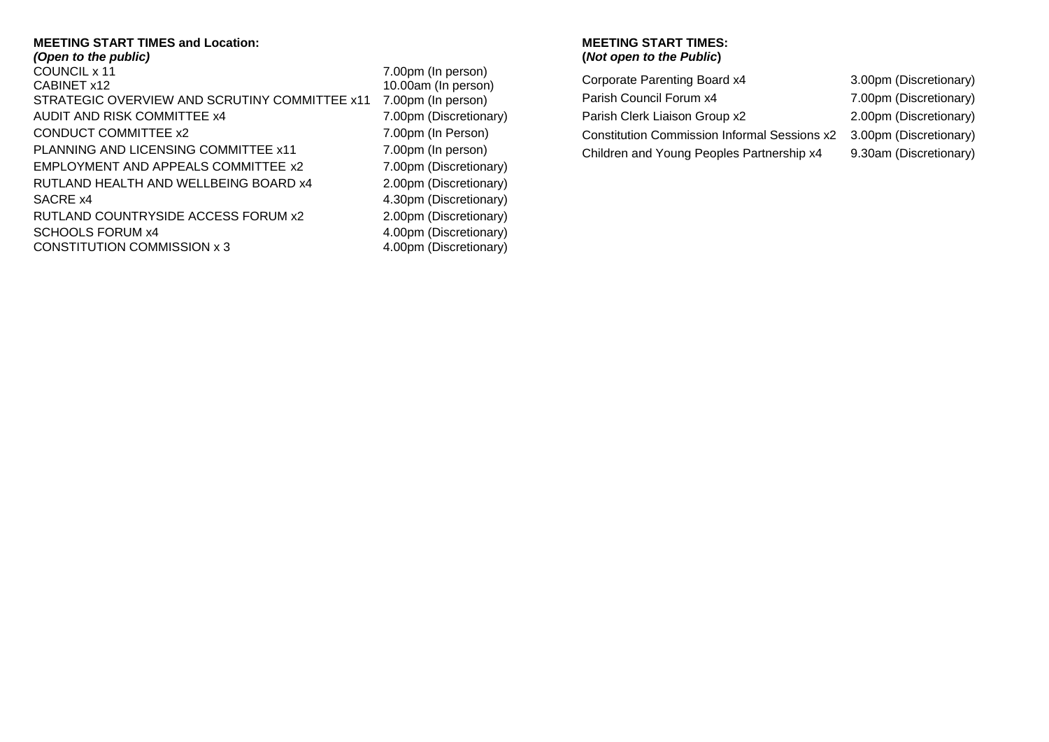**MEETING START TIMES and Location:**
***(Open to the public)***

| | |
|---|---|
| COUNCIL x 11 | 7.00pm (In person) |
| CABINET x12 | 10.00am (In person) |
| STRATEGIC OVERVIEW AND SCRUTINY COMMITTEE x11 | 7.00pm (In person) |
| AUDIT AND RISK COMMITTEE x4 | 7.00pm (Discretionary) |
| CONDUCT COMMITTEE x2 | 7.00pm (In Person) |
| PLANNING AND LICENSING COMMITTEE x11 | 7.00pm (In person) |
| EMPLOYMENT AND APPEALS COMMITTEE x2 | 7.00pm (Discretionary) |
| RUTLAND HEALTH AND WELLBEING BOARD x4 | 2.00pm (Discretionary) |
| SACRE x4 | 4.30pm (Discretionary) |
| RUTLAND COUNTRYSIDE ACCESS FORUM x2 | 2.00pm (Discretionary) |
| SCHOOLS FORUM x4 | 4.00pm (Discretionary) |
| CONSTITUTION COMMISSION x 3 | 4.00pm (Discretionary) |

**MEETING START TIMES:**
**(*Not open to the Public*)**

| | |
|---|---|
| Corporate Parenting Board x4 | 3.00pm (Discretionary) |
| Parish Council Forum x4 | 7.00pm (Discretionary) |
| Parish Clerk Liaison Group x2 | 2.00pm (Discretionary) |
| Constitution Commission Informal Sessions x2 | 3.00pm (Discretionary) |
| Children and Young Peoples Partnership x4 | 9.30am (Discretionary) |